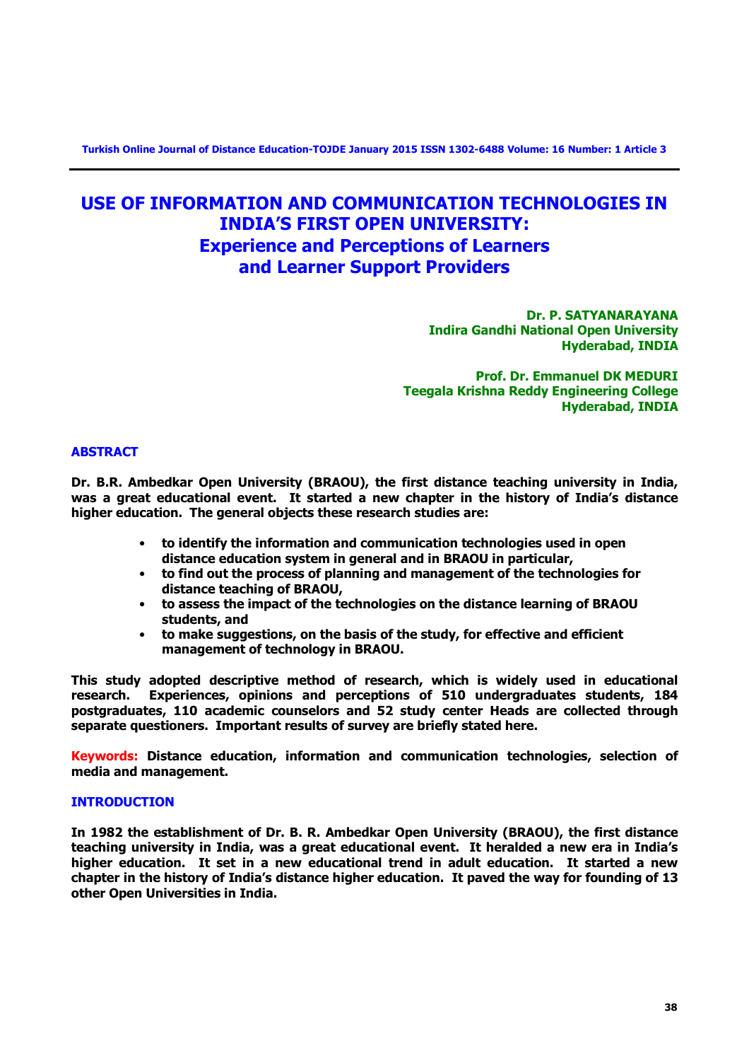# USE OF INFORMATION AND COMMUNICATION TECHNOLOGIES IN INDIA'S FIRST OPEN UNIVERSITY: Experience and Perceptions of Learners and Learner Support Providers

**Dr. P. SATYANARAYANA**
**Indira Gandhi National Open University**
**Hyderabad, INDIA**

**Prof. Dr. Emmanuel DK MEDURI**
**Teegala Krishna Reddy Engineering College**
**Hyderabad, INDIA**

## ABSTRACT

**Dr. B.R. Ambedkar Open University (BRAOU), the first distance teaching university in India, was a great educational event. It started a new chapter in the history of India's distance higher education. The general objects these research studies are:**

- **to identify the information and communication technologies used in open distance education system in general and in BRAOU in particular,**
- **to find out the process of planning and management of the technologies for distance teaching of BRAOU,**
- **to assess the impact of the technologies on the distance learning of BRAOU students, and**
- **to make suggestions, on the basis of the study, for effective and efficient management of technology in BRAOU.**

**This study adopted descriptive method of research, which is widely used in educational research. Experiences, opinions and perceptions of 510 undergraduates students, 184 postgraduates, 110 academic counselors and 52 study center Heads are collected through separate questioners. Important results of survey are briefly stated here.**

**Keywords: Distance education, information and communication technologies, selection of media and management.**

## INTRODUCTION

**In 1982 the establishment of Dr. B. R. Ambedkar Open University (BRAOU), the first distance teaching university in India, was a great educational event. It heralded a new era in India's higher education. It set in a new educational trend in adult education. It started a new chapter in the history of India's distance higher education. It paved the way for founding of 13 other Open Universities in India.**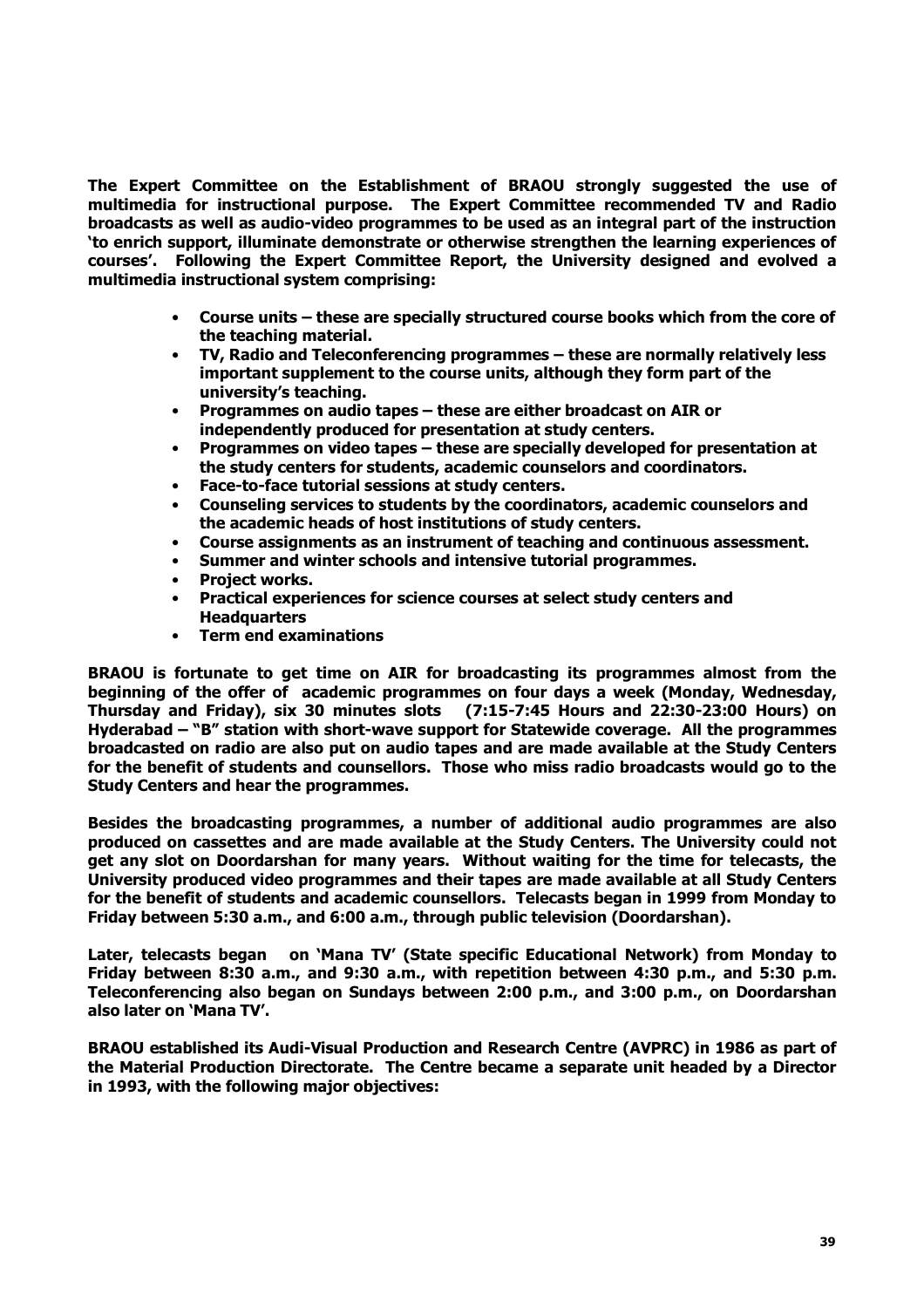**The Expert Committee on the Establishment of BRAOU strongly suggested the use of multimedia for instructional purpose. The Expert Committee recommended TV and Radio broadcasts as well as audio-video programmes to be used as an integral part of the instruction 'to enrich support, illuminate demonstrate or otherwise strengthen the learning experiences of courses'. Following the Expert Committee Report, the University designed and evolved a multimedia instructional system comprising:**

- **Course units – these are specially structured course books which from the core of the teaching material.**
- **TV, Radio and Teleconferencing programmes – these are normally relatively less important supplement to the course units, although they form part of the university's teaching.**
- **Programmes on audio tapes – these are either broadcast on AIR or independently produced for presentation at study centers.**
- **Programmes on video tapes – these are specially developed for presentation at the study centers for students, academic counselors and coordinators.**
- **Face-to-face tutorial sessions at study centers.**
- **Counseling services to students by the coordinators, academic counselors and the academic heads of host institutions of study centers.**
- **Course assignments as an instrument of teaching and continuous assessment.**
- **Summer and winter schools and intensive tutorial programmes.**
- **Project works.**
- **Practical experiences for science courses at select study centers and Headquarters**
- **Term end examinations**

**BRAOU is fortunate to get time on AIR for broadcasting its programmes almost from the beginning of the offer of academic programmes on four days a week (Monday, Wednesday, Thursday and Friday), six 30 minutes slots (7:15-7:45 Hours and 22:30-23:00 Hours) on Hyderabad – "B" station with short-wave support for Statewide coverage. All the programmes broadcasted on radio are also put on audio tapes and are made available at the Study Centers for the benefit of students and counsellors. Those who miss radio broadcasts would go to the Study Centers and hear the programmes.**

**Besides the broadcasting programmes, a number of additional audio programmes are also produced on cassettes and are made available at the Study Centers. The University could not get any slot on Doordarshan for many years. Without waiting for the time for telecasts, the University produced video programmes and their tapes are made available at all Study Centers for the benefit of students and academic counsellors. Telecasts began in 1999 from Monday to Friday between 5:30 a.m., and 6:00 a.m., through public television (Doordarshan).**

**Later, telecasts began on 'Mana TV' (State specific Educational Network) from Monday to Friday between 8:30 a.m., and 9:30 a.m., with repetition between 4:30 p.m., and 5:30 p.m. Teleconferencing also began on Sundays between 2:00 p.m., and 3:00 p.m., on Doordarshan also later on 'Mana TV'.**

**BRAOU established its Audi-Visual Production and Research Centre (AVPRC) in 1986 as part of the Material Production Directorate. The Centre became a separate unit headed by a Director in 1993, with the following major objectives:**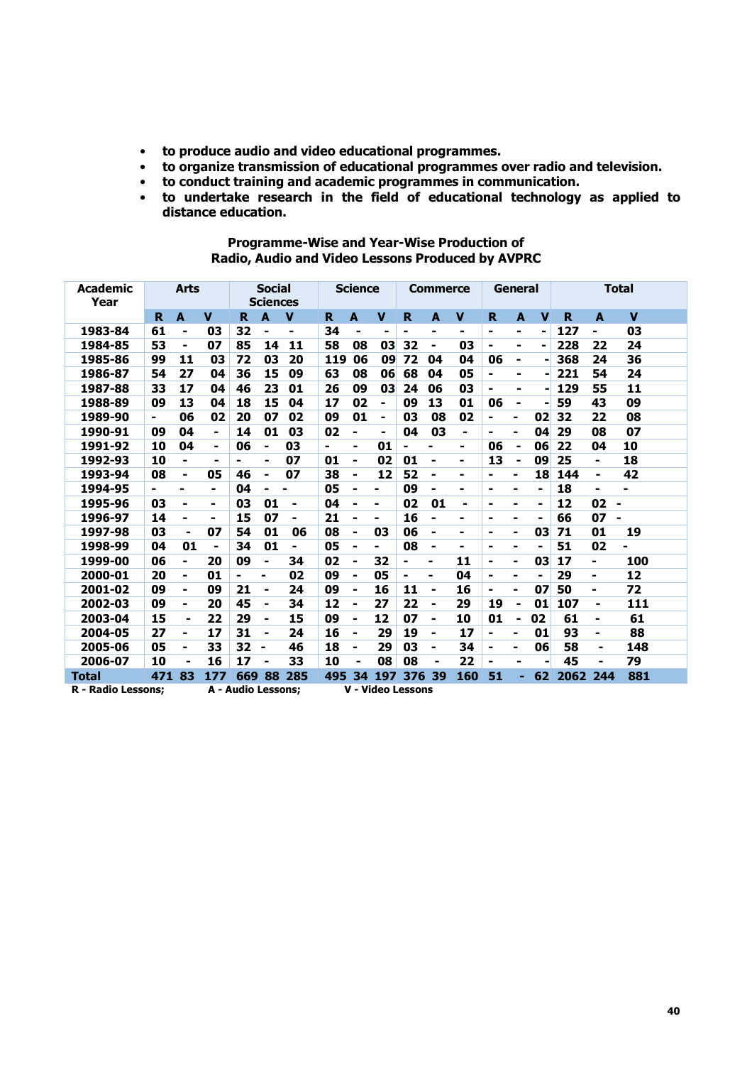- to produce audio and video educational programmes.
- to organize transmission of educational programmes over radio and television.
- to conduct training and academic programmes in communication.
- to undertake research in the field of educational technology as applied to distance education.

**Programme-Wise and Year-Wise Production of Radio, Audio and Video Lessons Produced by AVPRC**

| Academic Year | Arts | | | Social Sciences | | | Science | | | Commerce | | | General | | | Total | | |
|---|---|---|---|---|---|---|---|---|---|---|---|---|---|---|---|---|---|---|
| | R | A | V | R | A | V | R | A | V | R | A | V | R | A | V | R | A | V |
| 1983-84 | 61 | - | 03 | 32 | - | - | 34 | - | - | - | - | - | - | - | - | 127 | - | 03 |
| 1984-85 | 53 | - | 07 | 85 | 14 | 11 | 58 | 08 | 03 | 32 | - | 03 | - | - | - | 228 | 22 | 24 |
| 1985-86 | 99 | 11 | 03 | 72 | 03 | 20 | 119 | 06 | 09 | 72 | 04 | 04 | 06 | - | - | 368 | 24 | 36 |
| 1986-87 | 54 | 27 | 04 | 36 | 15 | 09 | 63 | 08 | 06 | 68 | 04 | 05 | - | - | - | 221 | 54 | 24 |
| 1987-88 | 33 | 17 | 04 | 46 | 23 | 01 | 26 | 09 | 03 | 24 | 06 | 03 | - | - | - | 129 | 55 | 11 |
| 1988-89 | 09 | 13 | 04 | 18 | 15 | 04 | 17 | 02 | - | 09 | 13 | 01 | 06 | - | - | 59 | 43 | 09 |
| 1989-90 | - | 06 | 02 | 20 | 07 | 02 | 09 | 01 | - | 03 | 08 | 02 | - | - | 02 | 32 | 22 | 08 |
| 1990-91 | 09 | 04 | - | 14 | 01 | 03 | 02 | - | - | 04 | 03 | - | - | - | 04 | 29 | 08 | 07 |
| 1991-92 | 10 | 04 | - | 06 | - | 03 | - | - | 01 | - | - | - | 06 | - | 06 | 22 | 04 | 10 |
| 1992-93 | 10 | - | - | - | - | 07 | 01 | - | 02 | 01 | - | - | 13 | - | 09 | 25 | - | 18 |
| 1993-94 | 08 | - | 05 | 46 | - | 07 | 38 | - | 12 | 52 | - | - | - | - | 18 | 144 | - | 42 |
| 1994-95 | - | - | - | 04 | - | - | 05 | - | - | 09 | - | - | - | - | - | 18 | - | - |
| 1995-96 | 03 | - | - | 03 | 01 | - | 04 | - | - | 02 | 01 | - | - | - | - | 12 | 02 | - |
| 1996-97 | 14 | - | - | 15 | 07 | - | 21 | - | - | 16 | - | - | - | - | - | 66 | 07 | - |
| 1997-98 | 03 | - | 07 | 54 | 01 | 06 | 08 | - | 03 | 06 | - | - | - | - | 03 | 71 | 01 | 19 |
| 1998-99 | 04 | 01 | - | 34 | 01 | - | 05 | - | - | 08 | - | - | - | - | - | 51 | 02 | - |
| 1999-00 | 06 | - | 20 | 09 | - | 34 | 02 | - | 32 | - | - | 11 | - | - | 03 | 17 | - | 100 |
| 2000-01 | 20 | - | 01 | - | - | 02 | 09 | - | 05 | - | - | 04 | - | - | - | 29 | - | 12 |
| 2001-02 | 09 | - | 09 | 21 | - | 24 | 09 | - | 16 | 11 | - | 16 | - | - | 07 | 50 | - | 72 |
| 2002-03 | 09 | - | 20 | 45 | - | 34 | 12 | - | 27 | 22 | - | 29 | 19 | - | 01 | 107 | - | 111 |
| 2003-04 | 15 | - | 22 | 29 | - | 15 | 09 | - | 12 | 07 | - | 10 | 01 | - | 02 | 61 | - | 61 |
| 2004-05 | 27 | - | 17 | 31 | - | 24 | 16 | - | 29 | 19 | - | 17 | - | - | 01 | 93 | - | 88 |
| 2005-06 | 05 | - | 33 | 32 | - | 46 | 18 | - | 29 | 03 | - | 34 | - | - | 06 | 58 | - | 148 |
| 2006-07 | 10 | - | 16 | 17 | - | 33 | 10 | - | 08 | 08 | - | 22 | - | - | - | 45 | - | 79 |
| **Total** | **471** | **83** | **177** | **669** | **88** | **285** | **495** | **34** | **197** | **376** | **39** | **160** | **51** | **-** | **62** | **2062** | **244** | **881** |

R - Radio Lessons; A - Audio Lessons; V - Video Lessons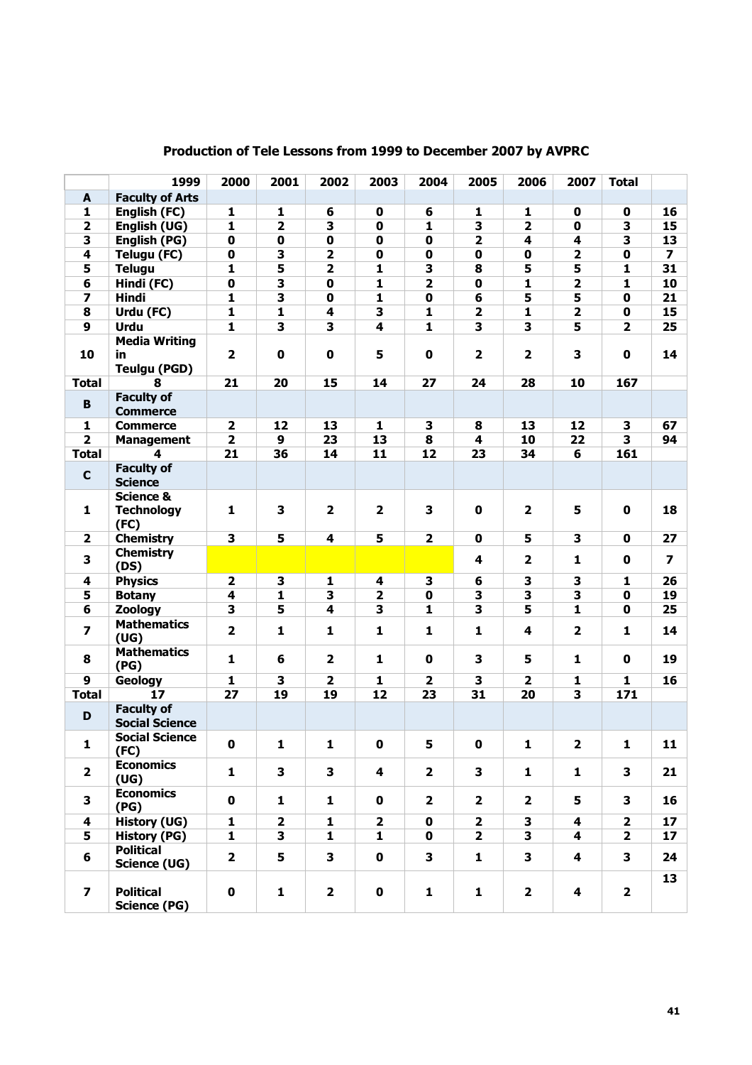## Production of Tele Lessons from 1999 to December 2007 by AVPRC

| | 1999 | 2000 | 2001 | 2002 | 2003 | 2004 | 2005 | 2006 | 2007 | Total | |
|---|---|---|---|---|---|---|---|---|---|---|---|
| **A** | **Faculty of Arts** | | | | | | | | | | |
| 1 | English (FC) | 1 | 1 | 6 | 0 | 6 | 1 | 1 | 0 | 0 | 16 |
| 2 | English (UG) | 1 | 2 | 3 | 0 | 1 | 3 | 2 | 0 | 3 | 15 |
| 3 | English (PG) | 0 | 0 | 0 | 0 | 0 | 2 | 4 | 4 | 3 | 13 |
| 4 | Telugu (FC) | 0 | 3 | 2 | 0 | 0 | 0 | 0 | 2 | 0 | 7 |
| 5 | Telugu | 1 | 5 | 2 | 1 | 3 | 8 | 5 | 5 | 1 | 31 |
| 6 | Hindi (FC) | 0 | 3 | 0 | 1 | 2 | 0 | 1 | 2 | 1 | 10 |
| 7 | Hindi | 1 | 3 | 0 | 1 | 0 | 6 | 5 | 5 | 0 | 21 |
| 8 | Urdu (FC) | 1 | 1 | 4 | 3 | 1 | 2 | 1 | 2 | 0 | 15 |
| 9 | Urdu | 1 | 3 | 3 | 4 | 1 | 3 | 3 | 5 | 2 | 25 |
| 10 | Media Writing in Teulgu (PGD) | 2 | 0 | 0 | 5 | 0 | 2 | 2 | 3 | 0 | 14 |
| **Total** | 8 | 21 | 20 | 15 | 14 | 27 | 24 | 28 | 10 | 167 | |
| **B** | **Faculty of Commerce** | | | | | | | | | | |
| 1 | Commerce | 2 | 12 | 13 | 1 | 3 | 8 | 13 | 12 | 3 | 67 |
| 2 | Management | 2 | 9 | 23 | 13 | 8 | 4 | 10 | 22 | 3 | 94 |
| **Total** | 4 | 21 | 36 | 14 | 11 | 12 | 23 | 34 | 6 | 161 | |
| **C** | **Faculty of Science** | | | | | | | | | | |
| 1 | Science & Technology (FC) | 1 | 3 | 2 | 2 | 3 | 0 | 2 | 5 | 0 | 18 |
| 2 | Chemistry | 3 | 5 | 4 | 5 | 2 | 0 | 5 | 3 | 0 | 27 |
| 3 | Chemistry (DS) | | | | | | 4 | 2 | 1 | 0 | 7 |
| 4 | Physics | 2 | 3 | 1 | 4 | 3 | 6 | 3 | 3 | 1 | 26 |
| 5 | Botany | 4 | 1 | 3 | 2 | 0 | 3 | 3 | 3 | 0 | 19 |
| 6 | Zoology | 3 | 5 | 4 | 3 | 1 | 3 | 5 | 1 | 0 | 25 |
| 7 | Mathematics (UG) | 2 | 1 | 1 | 1 | 1 | 1 | 4 | 2 | 1 | 14 |
| 8 | Mathematics (PG) | 1 | 6 | 2 | 1 | 0 | 3 | 5 | 1 | 0 | 19 |
| 9 | Geology | 1 | 3 | 2 | 1 | 2 | 3 | 2 | 1 | 1 | 16 |
| **Total** | 17 | 27 | 19 | 19 | 12 | 23 | 31 | 20 | 3 | 171 | |
| **D** | **Faculty of Social Science** | | | | | | | | | | |
| 1 | Social Science (FC) | 0 | 1 | 1 | 0 | 5 | 0 | 1 | 2 | 1 | 11 |
| 2 | Economics (UG) | 1 | 3 | 3 | 4 | 2 | 3 | 1 | 1 | 3 | 21 |
| 3 | Economics (PG) | 0 | 1 | 1 | 0 | 2 | 2 | 2 | 5 | 3 | 16 |
| 4 | History (UG) | 1 | 2 | 1 | 2 | 0 | 2 | 3 | 4 | 2 | 17 |
| 5 | History (PG) | 1 | 3 | 1 | 1 | 0 | 2 | 3 | 4 | 2 | 17 |
| 6 | Political Science (UG) | 2 | 5 | 3 | 0 | 3 | 1 | 3 | 4 | 3 | 24 |
| 7 | Political Science (PG) | 0 | 1 | 2 | 0 | 1 | 1 | 2 | 4 | 2 | 13 |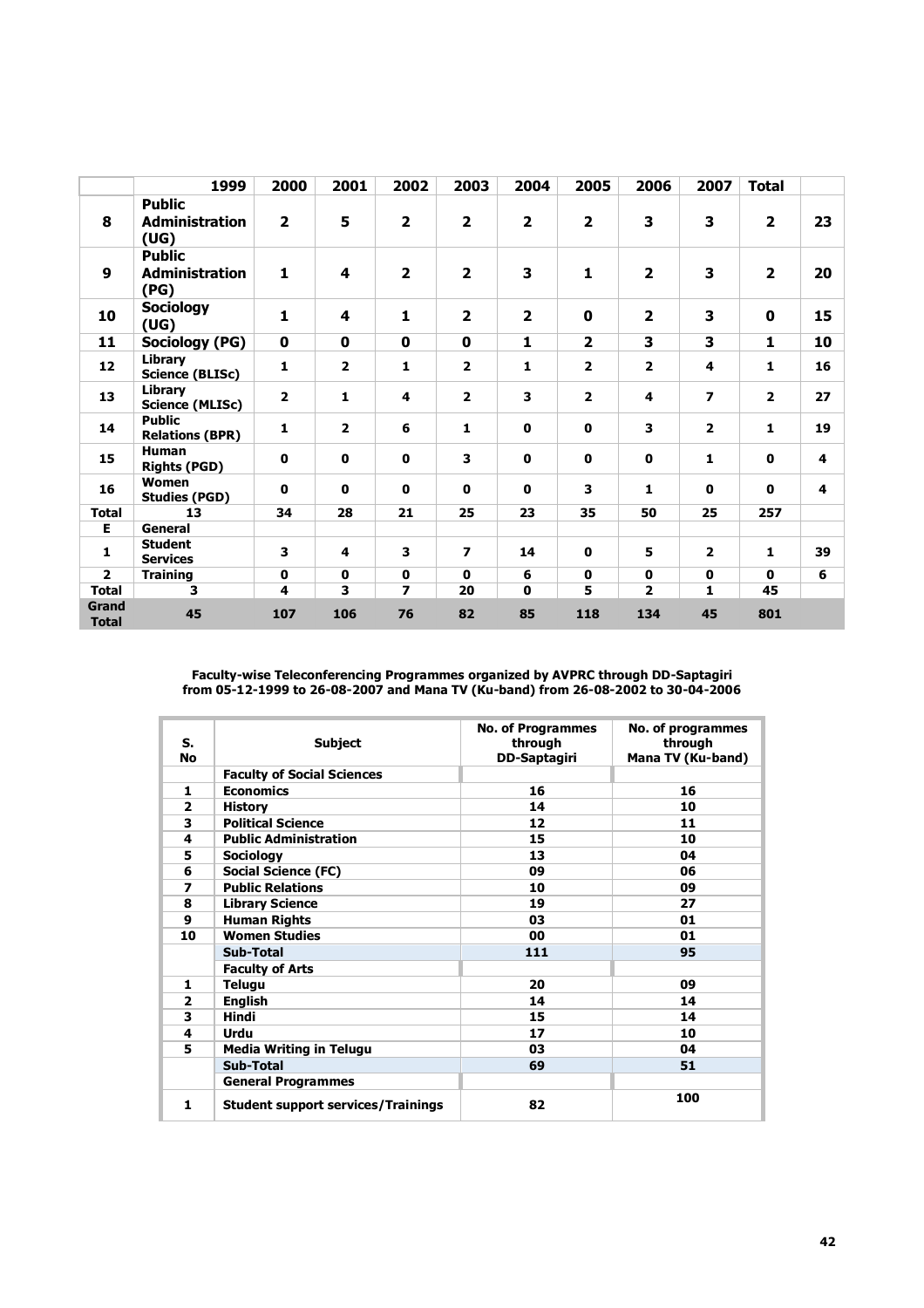| | 1999 | 2000 | 2001 | 2002 | 2003 | 2004 | 2005 | 2006 | 2007 | Total | |
|---|---|---|---|---|---|---|---|---|---|---|---|
| 8 | Public Administration (UG) | 2 | 5 | 2 | 2 | 2 | 2 | 3 | 3 | 2 | 23 |
| 9 | Public Administration (PG) | 1 | 4 | 2 | 2 | 3 | 1 | 2 | 3 | 2 | 20 |
| 10 | Sociology (UG) | 1 | 4 | 1 | 2 | 2 | 0 | 2 | 3 | 0 | 15 |
| 11 | Sociology (PG) | 0 | 0 | 0 | 0 | 1 | 2 | 3 | 3 | 1 | 10 |
| 12 | Library Science (BLISc) | 1 | 2 | 1 | 2 | 1 | 2 | 2 | 4 | 1 | 16 |
| 13 | Library Science (MLISc) | 2 | 1 | 4 | 2 | 3 | 2 | 4 | 7 | 2 | 27 |
| 14 | Public Relations (BPR) | 1 | 2 | 6 | 1 | 0 | 0 | 3 | 2 | 1 | 19 |
| 15 | Human Rights (PGD) | 0 | 0 | 0 | 3 | 0 | 0 | 0 | 1 | 0 | 4 |
| 16 | Women Studies (PGD) | 0 | 0 | 0 | 0 | 0 | 3 | 1 | 0 | 0 | 4 |
| Total | 13 | 34 | 28 | 21 | 25 | 23 | 35 | 50 | 25 | 257 | |
| E | General | | | | | | | | | | |
| 1 | Student Services | 3 | 4 | 3 | 7 | 14 | 0 | 5 | 2 | 1 | 39 |
| 2 | Training | 0 | 0 | 0 | 0 | 6 | 0 | 0 | 0 | 0 | 6 |
| Total | 3 | 4 | 3 | 7 | 20 | 0 | 5 | 2 | 1 | 45 | |
| Grand Total | 45 | 107 | 106 | 76 | 82 | 85 | 118 | 134 | 45 | 801 | |

**Faculty-wise Teleconferencing Programmes organized by AVPRC through DD-Saptagiri from 05-12-1999 to 26-08-2007 and Mana TV (Ku-band) from 26-08-2002 to 30-04-2006**

| S. No | Subject | No. of Programmes through DD-Saptagiri | No. of programmes through Mana TV (Ku-band) |
|---|---|---|---|
| | **Faculty of Social Sciences** | | |
| 1 | Economics | 16 | 16 |
| 2 | History | 14 | 10 |
| 3 | Political Science | 12 | 11 |
| 4 | Public Administration | 15 | 10 |
| 5 | Sociology | 13 | 04 |
| 6 | Social Science (FC) | 09 | 06 |
| 7 | Public Relations | 10 | 09 |
| 8 | Library Science | 19 | 27 |
| 9 | Human Rights | 03 | 01 |
| 10 | Women Studies | 00 | 01 |
| | **Sub-Total** | **111** | **95** |
| | **Faculty of Arts** | | |
| 1 | Telugu | 20 | 09 |
| 2 | English | 14 | 14 |
| 3 | Hindi | 15 | 14 |
| 4 | Urdu | 17 | 10 |
| 5 | Media Writing in Telugu | 03 | 04 |
| | **Sub-Total** | **69** | **51** |
| | **General Programmes** | | |
| 1 | Student support services/Trainings | 82 | 100 |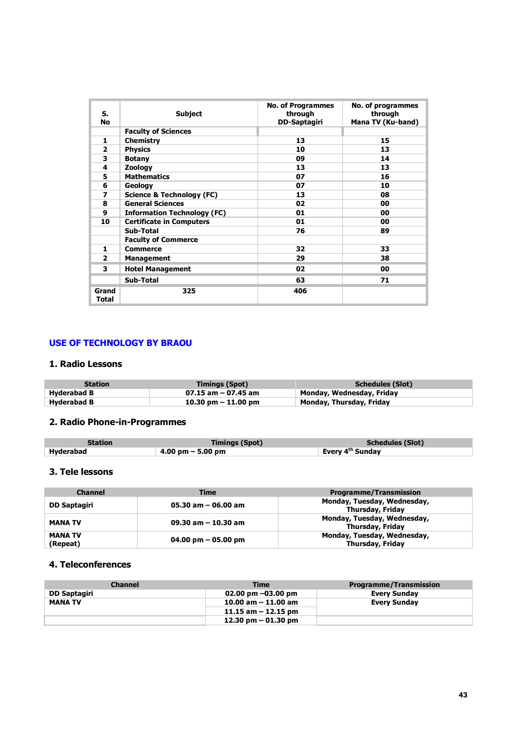| S. No | Subject | No. of Programmes through DD-Saptagiri | No. of programmes through Mana TV (Ku-band) |
|---|---|---|---|
| | Faculty of Sciences | | |
| 1 | Chemistry | 13 | 15 |
| 2 | Physics | 10 | 13 |
| 3 | Botany | 09 | 14 |
| 4 | Zoology | 13 | 13 |
| 5 | Mathematics | 07 | 16 |
| 6 | Geology | 07 | 10 |
| 7 | Science & Technology (FC) | 13 | 08 |
| 8 | General Sciences | 02 | 00 |
| 9 | Information Technology (FC) | 01 | 00 |
| 10 | Certificate in Computers | 01 | 00 |
| | Sub-Total | 76 | 89 |
| | Faculty of Commerce | | |
| 1 | Commerce | 32 | 33 |
| 2 | Management | 29 | 38 |
| 3 | Hotel Management | 02 | 00 |
| | Sub-Total | 63 | 71 |
| Grand Total | 325 | 406 | |

## USE OF TECHNOLOGY BY BRAOU

### 1. Radio Lessons

| Station | Timings (Spot) | Schedules (Slot) |
|---|---|---|
| Hyderabad B | 07.15 am – 07.45 am | Monday, Wednesday, Friday |
| Hyderabad B | 10.30 pm – 11.00 pm | Monday, Thursday, Friday |

### 2. Radio Phone-in-Programmes

| Station | Timings (Spot) | Schedules (Slot) |
|---|---|---|
| Hyderabad | 4.00 pm – 5.00 pm | Every 4th Sunday |

### 3. Tele lessons

| Channel | Time | Programme/Transmission |
|---|---|---|
| DD Saptagiri | 05.30 am – 06.00 am | Monday, Tuesday, Wednesday, Thursday, Friday |
| MANA TV | 09.30 am – 10.30 am | Monday, Tuesday, Wednesday, Thursday, Friday |
| MANA TV (Repeat) | 04.00 pm – 05.00 pm | Monday, Tuesday, Wednesday, Thursday, Friday |

### 4. Teleconferences

| Channel | Time | Programme/Transmission |
|---|---|---|
| DD Saptagiri | 02.00 pm –03.00 pm | Every Sunday |
| MANA TV | 10.00 am – 11.00 am | Every Sunday |
| | 11.15 am – 12.15 pm | |
| | 12.30 pm – 01.30 pm | |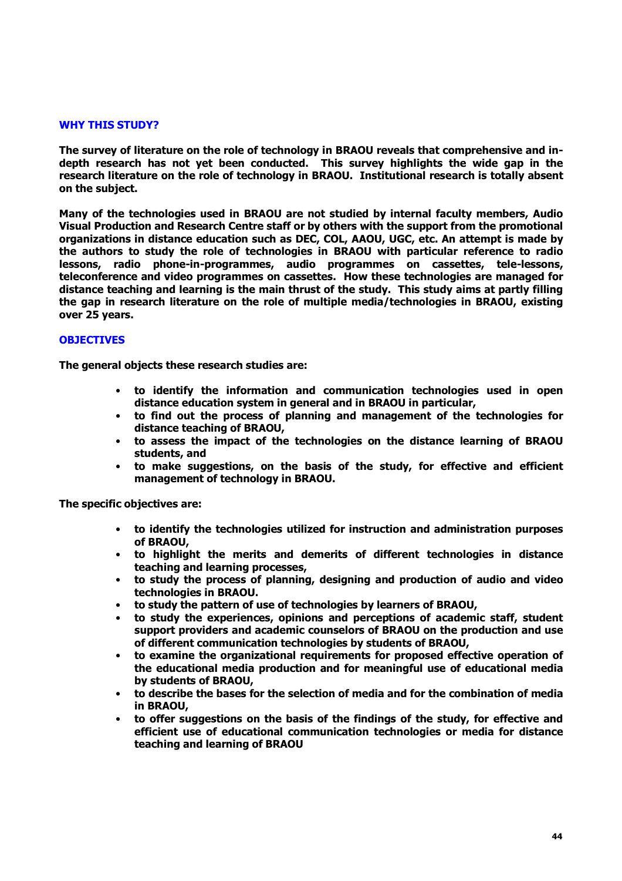## WHY THIS STUDY?

**The survey of literature on the role of technology in BRAOU reveals that comprehensive and in-depth research has not yet been conducted. This survey highlights the wide gap in the research literature on the role of technology in BRAOU. Institutional research is totally absent on the subject.**

**Many of the technologies used in BRAOU are not studied by internal faculty members, Audio Visual Production and Research Centre staff or by others with the support from the promotional organizations in distance education such as DEC, COL, AAOU, UGC, etc. An attempt is made by the authors to study the role of technologies in BRAOU with particular reference to radio lessons, radio phone-in-programmes, audio programmes on cassettes, tele-lessons, teleconference and video programmes on cassettes. How these technologies are managed for distance teaching and learning is the main thrust of the study. This study aims at partly filling the gap in research literature on the role of multiple media/technologies in BRAOU, existing over 25 years.**

## OBJECTIVES

**The general objects these research studies are:**

- **to identify the information and communication technologies used in open distance education system in general and in BRAOU in particular,**
- **to find out the process of planning and management of the technologies for distance teaching of BRAOU,**
- **to assess the impact of the technologies on the distance learning of BRAOU students, and**
- **to make suggestions, on the basis of the study, for effective and efficient management of technology in BRAOU.**

**The specific objectives are:**

- **to identify the technologies utilized for instruction and administration purposes of BRAOU,**
- **to highlight the merits and demerits of different technologies in distance teaching and learning processes,**
- **to study the process of planning, designing and production of audio and video technologies in BRAOU.**
- **to study the pattern of use of technologies by learners of BRAOU,**
- **to study the experiences, opinions and perceptions of academic staff, student support providers and academic counselors of BRAOU on the production and use of different communication technologies by students of BRAOU,**
- **to examine the organizational requirements for proposed effective operation of the educational media production and for meaningful use of educational media by students of BRAOU,**
- **to describe the bases for the selection of media and for the combination of media in BRAOU,**
- **to offer suggestions on the basis of the findings of the study, for effective and efficient use of educational communication technologies or media for distance teaching and learning of BRAOU**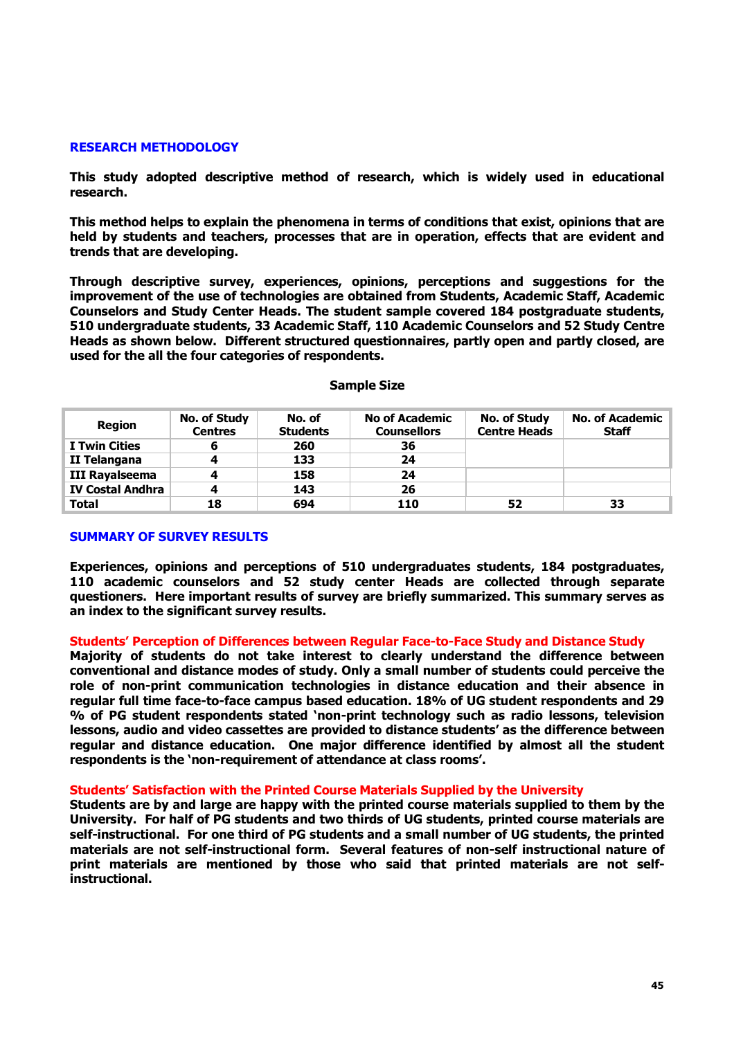## RESEARCH METHODOLOGY

**This study adopted descriptive method of research, which is widely used in educational research.**

**This method helps to explain the phenomena in terms of conditions that exist, opinions that are held by students and teachers, processes that are in operation, effects that are evident and trends that are developing.**

**Through descriptive survey, experiences, opinions, perceptions and suggestions for the improvement of the use of technologies are obtained from Students, Academic Staff, Academic Counselors and Study Center Heads. The student sample covered 184 postgraduate students, 510 undergraduate students, 33 Academic Staff, 110 Academic Counselors and 52 Study Centre Heads as shown below. Different structured questionnaires, partly open and partly closed, are used for the all the four categories of respondents.**

**Sample Size**

| Region | No. of Study Centres | No. of Students | No of Academic Counsellors | No. of Study Centre Heads | No. of Academic Staff |
|---|---|---|---|---|---|
| I Twin Cities | 6 | 260 | 36 | | |
| II Telangana | 4 | 133 | 24 | | |
| III Rayalseema | 4 | 158 | 24 | | |
| IV Costal Andhra | 4 | 143 | 26 | | |
| Total | 18 | 694 | 110 | 52 | 33 |

## SUMMARY OF SURVEY RESULTS

**Experiences, opinions and perceptions of 510 undergraduates students, 184 postgraduates, 110 academic counselors and 52 study center Heads are collected through separate questioners. Here important results of survey are briefly summarized. This summary serves as an index to the significant survey results.**

### Students' Perception of Differences between Regular Face-to-Face Study and Distance Study

**Majority of students do not take interest to clearly understand the difference between conventional and distance modes of study. Only a small number of students could perceive the role of non-print communication technologies in distance education and their absence in regular full time face-to-face campus based education. 18% of UG student respondents and 29 % of PG student respondents stated 'non-print technology such as radio lessons, television lessons, audio and video cassettes are provided to distance students' as the difference between regular and distance education. One major difference identified by almost all the student respondents is the 'non-requirement of attendance at class rooms'.**

### Students' Satisfaction with the Printed Course Materials Supplied by the University

**Students are by and large are happy with the printed course materials supplied to them by the University. For half of PG students and two thirds of UG students, printed course materials are self-instructional. For one third of PG students and a small number of UG students, the printed materials are not self-instructional form. Several features of non-self instructional nature of print materials are mentioned by those who said that printed materials are not self-instructional.**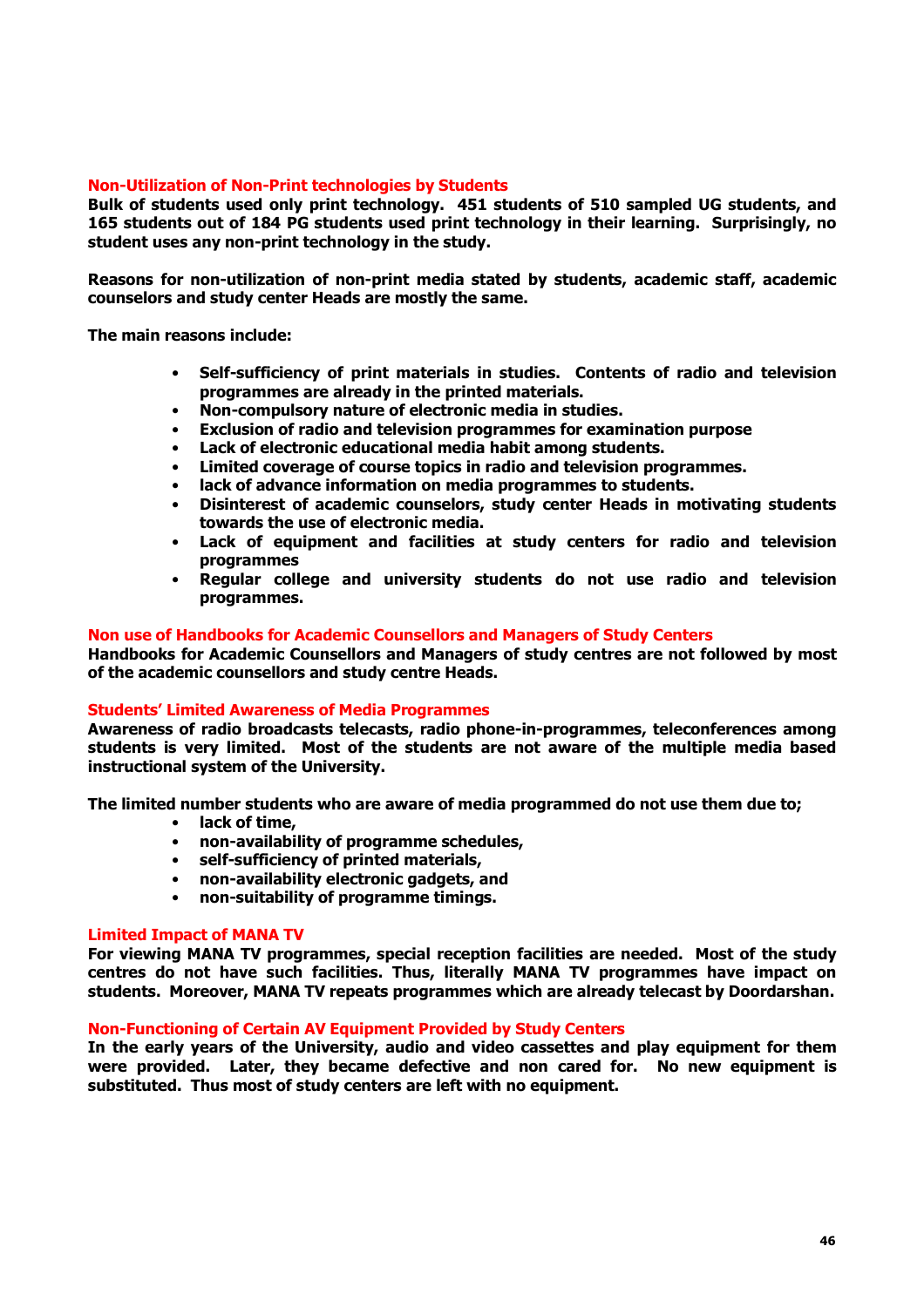### Non-Utilization of Non-Print technologies by Students

**Bulk of students used only print technology. 451 students of 510 sampled UG students, and 165 students out of 184 PG students used print technology in their learning. Surprisingly, no student uses any non-print technology in the study.**

**Reasons for non-utilization of non-print media stated by students, academic staff, academic counselors and study center Heads are mostly the same.**

**The main reasons include:**

- **Self-sufficiency of print materials in studies. Contents of radio and television programmes are already in the printed materials.**
- **Non-compulsory nature of electronic media in studies.**
- **Exclusion of radio and television programmes for examination purpose**
- **Lack of electronic educational media habit among students.**
- **Limited coverage of course topics in radio and television programmes.**
- **lack of advance information on media programmes to students.**
- **Disinterest of academic counselors, study center Heads in motivating students towards the use of electronic media.**
- **Lack of equipment and facilities at study centers for radio and television programmes**
- **Regular college and university students do not use radio and television programmes.**

### Non use of Handbooks for Academic Counsellors and Managers of Study Centers

**Handbooks for Academic Counsellors and Managers of study centres are not followed by most of the academic counsellors and study centre Heads.**

### Students' Limited Awareness of Media Programmes

**Awareness of radio broadcasts telecasts, radio phone-in-programmes, teleconferences among students is very limited. Most of the students are not aware of the multiple media based instructional system of the University.**

**The limited number students who are aware of media programmed do not use them due to;**

- **lack of time,**
- **non-availability of programme schedules,**
- **self-sufficiency of printed materials,**
- **non-availability electronic gadgets, and**
- **non-suitability of programme timings.**

### Limited Impact of MANA TV

**For viewing MANA TV programmes, special reception facilities are needed. Most of the study centres do not have such facilities. Thus, literally MANA TV programmes have impact on students. Moreover, MANA TV repeats programmes which are already telecast by Doordarshan.**

### Non-Functioning of Certain AV Equipment Provided by Study Centers

**In the early years of the University, audio and video cassettes and play equipment for them were provided. Later, they became defective and non cared for. No new equipment is substituted. Thus most of study centers are left with no equipment.**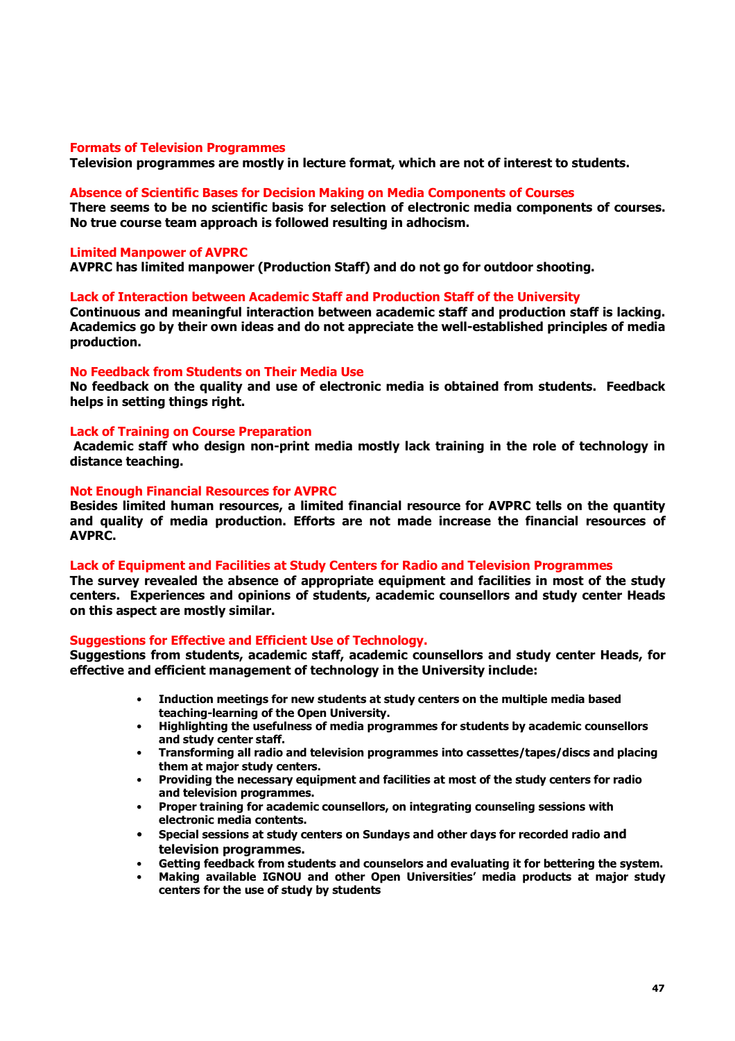### Formats of Television Programmes

**Television programmes are mostly in lecture format, which are not of interest to students.**

### Absence of Scientific Bases for Decision Making on Media Components of Courses

**There seems to be no scientific basis for selection of electronic media components of courses. No true course team approach is followed resulting in adhocism.**

### Limited Manpower of AVPRC

**AVPRC has limited manpower (Production Staff) and do not go for outdoor shooting.**

### Lack of Interaction between Academic Staff and Production Staff of the University

**Continuous and meaningful interaction between academic staff and production staff is lacking. Academics go by their own ideas and do not appreciate the well-established principles of media production.**

### No Feedback from Students on Their Media Use

**No feedback on the quality and use of electronic media is obtained from students. Feedback helps in setting things right.**

### Lack of Training on Course Preparation

**Academic staff who design non-print media mostly lack training in the role of technology in distance teaching.**

### Not Enough Financial Resources for AVPRC

**Besides limited human resources, a limited financial resource for AVPRC tells on the quantity and quality of media production. Efforts are not made increase the financial resources of AVPRC.**

### Lack of Equipment and Facilities at Study Centers for Radio and Television Programmes

**The survey revealed the absence of appropriate equipment and facilities in most of the study centers. Experiences and opinions of students, academic counsellors and study center Heads on this aspect are mostly similar.**

### Suggestions for Effective and Efficient Use of Technology.

**Suggestions from students, academic staff, academic counsellors and study center Heads, for effective and efficient management of technology in the University include:**

- **Induction meetings for new students at study centers on the multiple media based teaching-learning of the Open University.**
- **Highlighting the usefulness of media programmes for students by academic counsellors and study center staff.**
- **Transforming all radio and television programmes into cassettes/tapes/discs and placing them at major study centers.**
- **Providing the necessary equipment and facilities at most of the study centers for radio and television programmes.**
- **Proper training for academic counsellors, on integrating counseling sessions with electronic media contents.**
- **Special sessions at study centers on Sundays and other days for recorded radio and television programmes.**
- **Getting feedback from students and counselors and evaluating it for bettering the system.**
- **Making available IGNOU and other Open Universities' media products at major study centers for the use of study by students**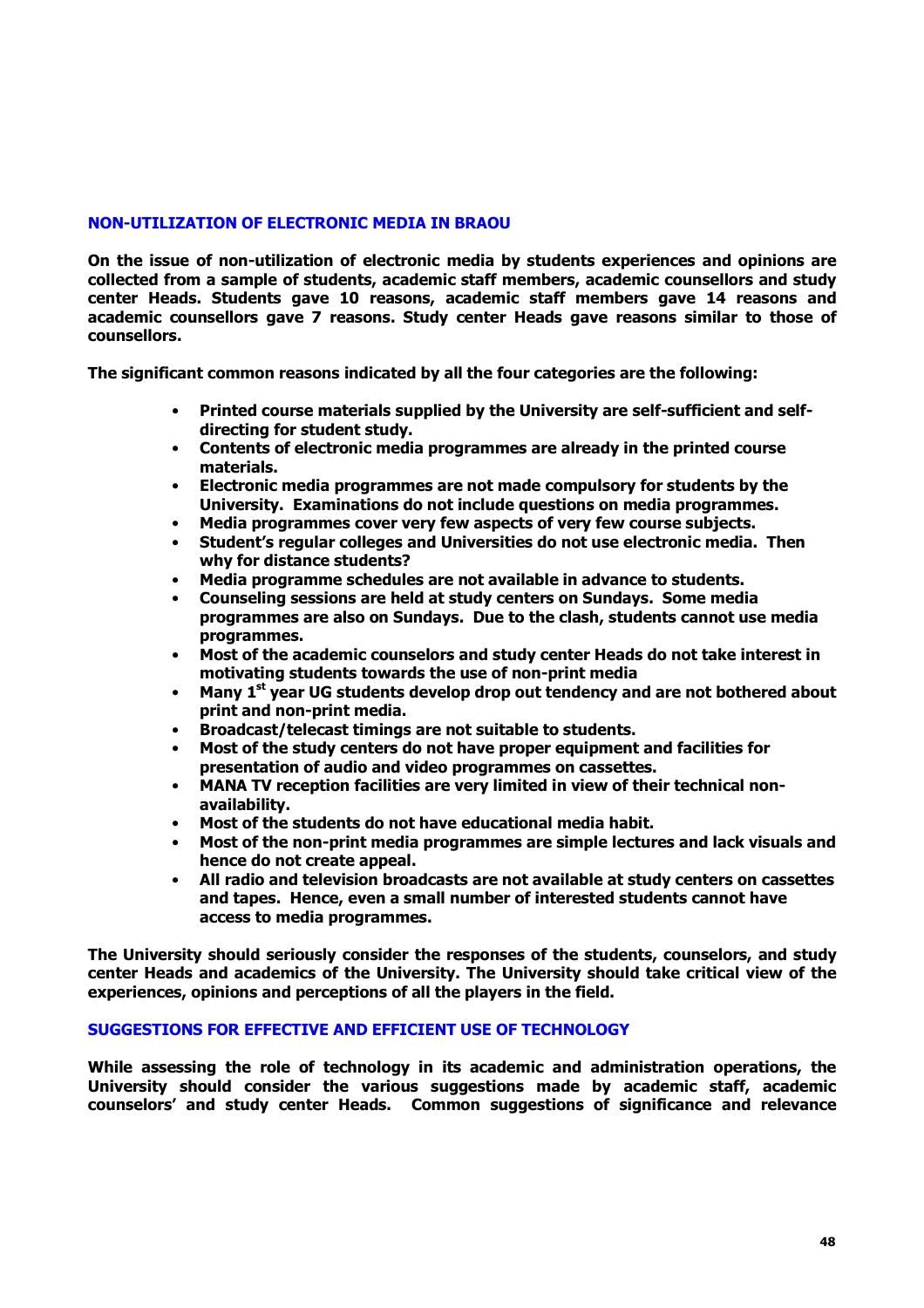## NON-UTILIZATION OF ELECTRONIC MEDIA IN BRAOU

**On the issue of non-utilization of electronic media by students experiences and opinions are collected from a sample of students, academic staff members, academic counsellors and study center Heads. Students gave 10 reasons, academic staff members gave 14 reasons and academic counsellors gave 7 reasons. Study center Heads gave reasons similar to those of counsellors.**

**The significant common reasons indicated by all the four categories are the following:**

- **Printed course materials supplied by the University are self-sufficient and self-directing for student study.**
- **Contents of electronic media programmes are already in the printed course materials.**
- **Electronic media programmes are not made compulsory for students by the University. Examinations do not include questions on media programmes.**
- **Media programmes cover very few aspects of very few course subjects.**
- **Student's regular colleges and Universities do not use electronic media. Then why for distance students?**
- **Media programme schedules are not available in advance to students.**
- **Counseling sessions are held at study centers on Sundays. Some media programmes are also on Sundays. Due to the clash, students cannot use media programmes.**
- **Most of the academic counselors and study center Heads do not take interest in motivating students towards the use of non-print media**
- **Many 1st year UG students develop drop out tendency and are not bothered about print and non-print media.**
- **Broadcast/telecast timings are not suitable to students.**
- **Most of the study centers do not have proper equipment and facilities for presentation of audio and video programmes on cassettes.**
- **MANA TV reception facilities are very limited in view of their technical non-availability.**
- **Most of the students do not have educational media habit.**
- **Most of the non-print media programmes are simple lectures and lack visuals and hence do not create appeal.**
- **All radio and television broadcasts are not available at study centers on cassettes and tapes. Hence, even a small number of interested students cannot have access to media programmes.**

**The University should seriously consider the responses of the students, counselors, and study center Heads and academics of the University. The University should take critical view of the experiences, opinions and perceptions of all the players in the field.**

## SUGGESTIONS FOR EFFECTIVE AND EFFICIENT USE OF TECHNOLOGY

**While assessing the role of technology in its academic and administration operations, the University should consider the various suggestions made by academic staff, academic counselors' and study center Heads. Common suggestions of significance and relevance**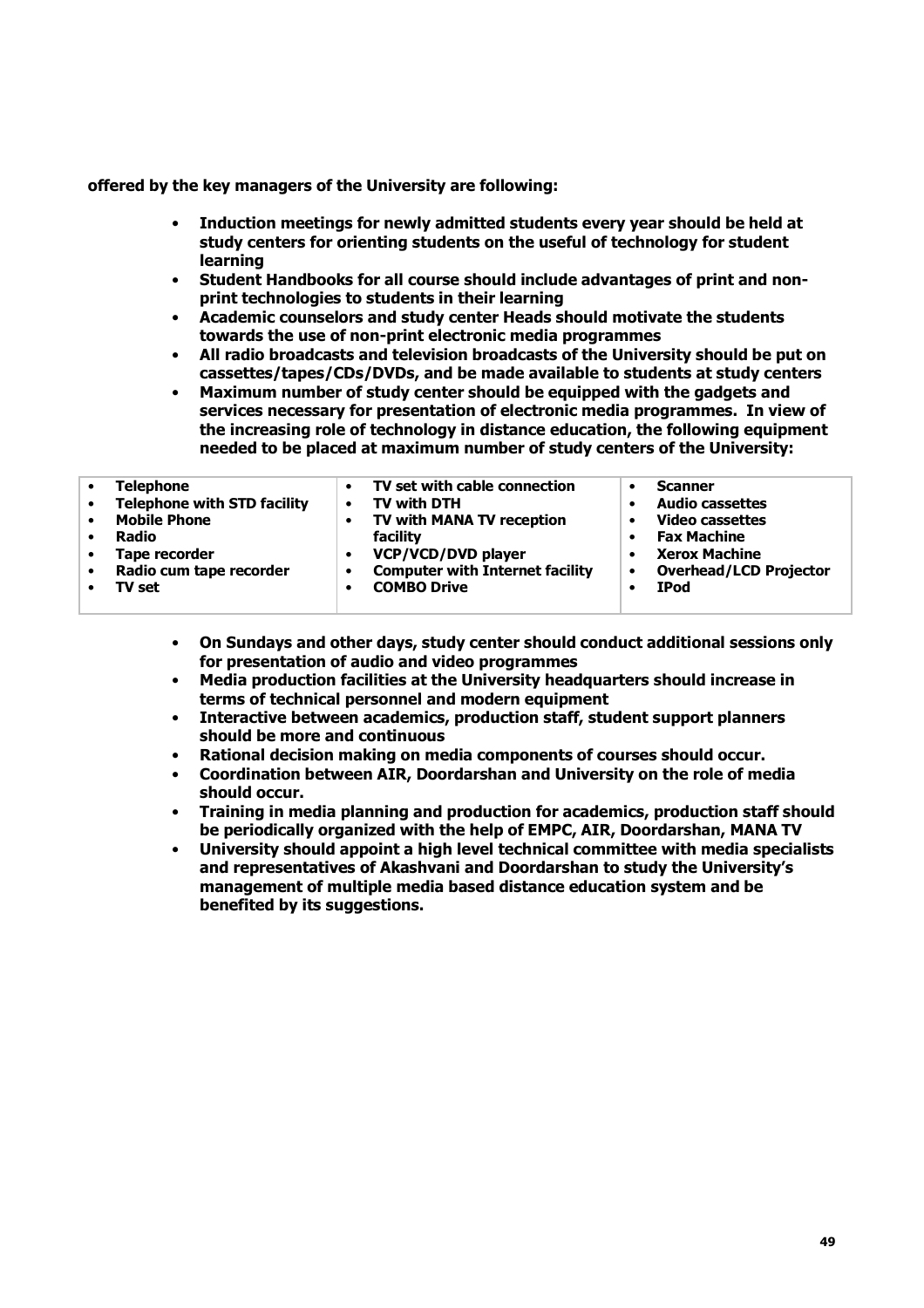**offered by the key managers of the University are following:**

- **Induction meetings for newly admitted students every year should be held at study centers for orienting students on the useful of technology for student learning**
- **Student Handbooks for all course should include advantages of print and non-print technologies to students in their learning**
- **Academic counselors and study center Heads should motivate the students towards the use of non-print electronic media programmes**
- **All radio broadcasts and television broadcasts of the University should be put on cassettes/tapes/CDs/DVDs, and be made available to students at study centers**
- **Maximum number of study center should be equipped with the gadgets and services necessary for presentation of electronic media programmes. In view of the increasing role of technology in distance education, the following equipment needed to be placed at maximum number of study centers of the University:**

| | | |
|---|---|---|
| • **Telephone**<br>• **Telephone with STD facility**<br>• **Mobile Phone**<br>• **Radio**<br>• **Tape recorder**<br>• **Radio cum tape recorder**<br>• **TV set** | • **TV set with cable connection**<br>• **TV with DTH**<br>• **TV with MANA TV reception facility**<br>• **VCP/VCD/DVD player**<br>• **Computer with Internet facility**<br>• **COMBO Drive** | • **Scanner**<br>• **Audio cassettes**<br>• **Video cassettes**<br>• **Fax Machine**<br>• **Xerox Machine**<br>• **Overhead/LCD Projector**<br>• **IPod** |

- **On Sundays and other days, study center should conduct additional sessions only for presentation of audio and video programmes**
- **Media production facilities at the University headquarters should increase in terms of technical personnel and modern equipment**
- **Interactive between academics, production staff, student support planners should be more and continuous**
- **Rational decision making on media components of courses should occur.**
- **Coordination between AIR, Doordarshan and University on the role of media should occur.**
- **Training in media planning and production for academics, production staff should be periodically organized with the help of EMPC, AIR, Doordarshan, MANA TV**
- **University should appoint a high level technical committee with media specialists and representatives of Akashvani and Doordarshan to study the University's management of multiple media based distance education system and be benefited by its suggestions.**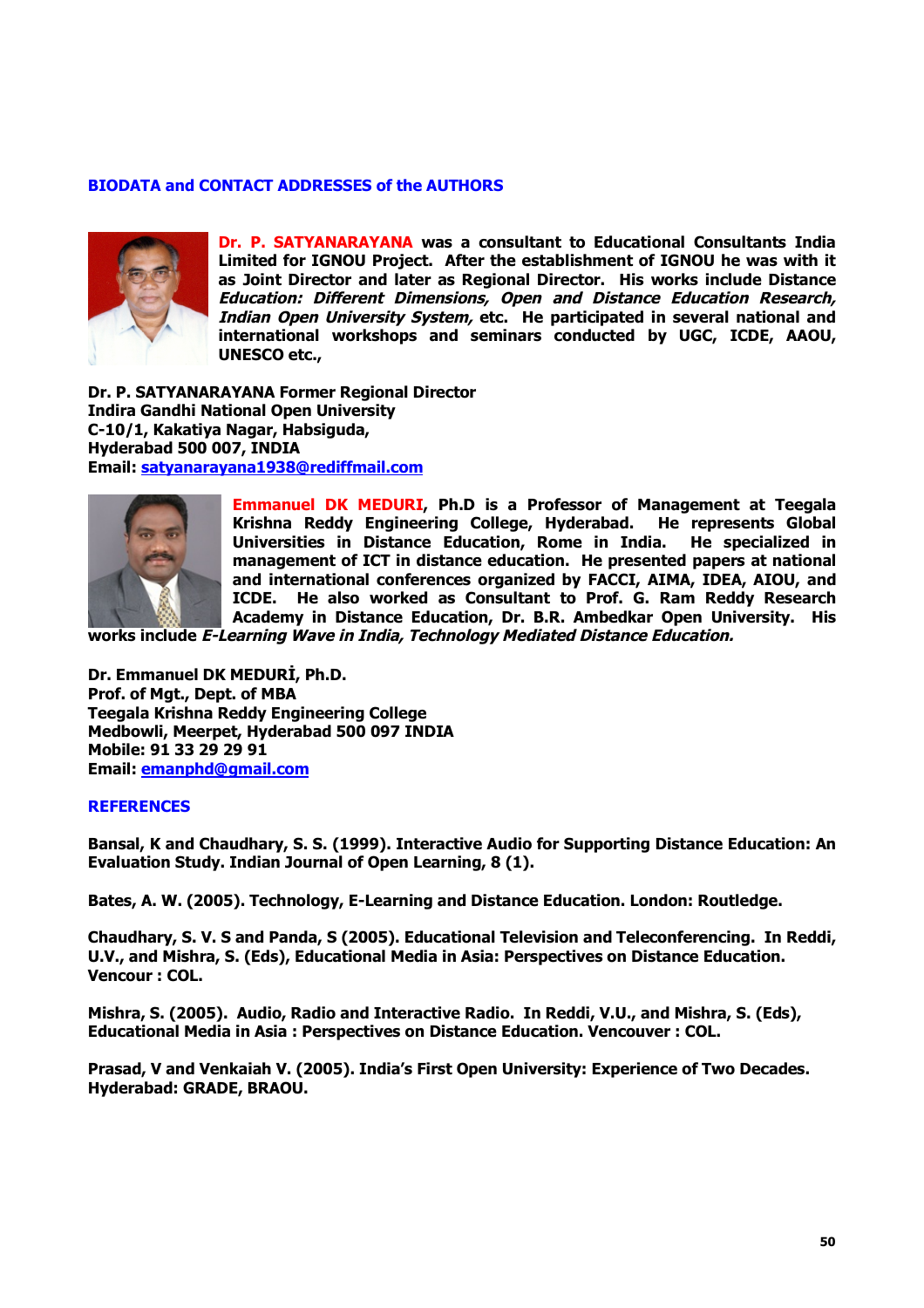## BIODATA and CONTACT ADDRESSES of the AUTHORS

**Dr. P. SATYANARAYANA was a consultant to Educational Consultants India Limited for IGNOU Project. After the establishment of IGNOU he was with it as Joint Director and later as Regional Director. His works include Distance *Education: Different Dimensions, Open and Distance Education Research, Indian Open University System,* etc. He participated in several national and international workshops and seminars conducted by UGC, ICDE, AAOU, UNESCO etc.,**

**Dr. P. SATYANARAYANA Former Regional Director**
**Indira Gandhi National Open University**
**C-10/1, Kakatiya Nagar, Habsiguda,**
**Hyderabad 500 007, INDIA**
**Email: satyanarayana1938@rediffmail.com**

**Emmanuel DK MEDURI, Ph.D is a Professor of Management at Teegala Krishna Reddy Engineering College, Hyderabad. He represents Global Universities in Distance Education, Rome in India. He specialized in management of ICT in distance education. He presented papers at national and international conferences organized by FACCI, AIMA, IDEA, AIOU, and ICDE. He also worked as Consultant to Prof. G. Ram Reddy Research Academy in Distance Education, Dr. B.R. Ambedkar Open University. His works include *E-Learning Wave in India, Technology Mediated Distance Education.***

**Dr. Emmanuel DK MEDURİ, Ph.D.**
**Prof. of Mgt., Dept. of MBA**
**Teegala Krishna Reddy Engineering College**
**Medbowli, Meerpet, Hyderabad 500 097 INDIA**
**Mobile: 91 33 29 29 91**
**Email: emanphd@gmail.com**

## REFERENCES

**Bansal, K and Chaudhary, S. S. (1999). Interactive Audio for Supporting Distance Education: An Evaluation Study. Indian Journal of Open Learning, 8 (1).**

**Bates, A. W. (2005). Technology, E-Learning and Distance Education. London: Routledge.**

**Chaudhary, S. V. S and Panda, S (2005). Educational Television and Teleconferencing. In Reddi, U.V., and Mishra, S. (Eds), Educational Media in Asia: Perspectives on Distance Education. Vencour : COL.**

**Mishra, S. (2005). Audio, Radio and Interactive Radio. In Reddi, V.U., and Mishra, S. (Eds), Educational Media in Asia : Perspectives on Distance Education. Vencouver : COL.**

**Prasad, V and Venkaiah V. (2005). India's First Open University: Experience of Two Decades. Hyderabad: GRADE, BRAOU.**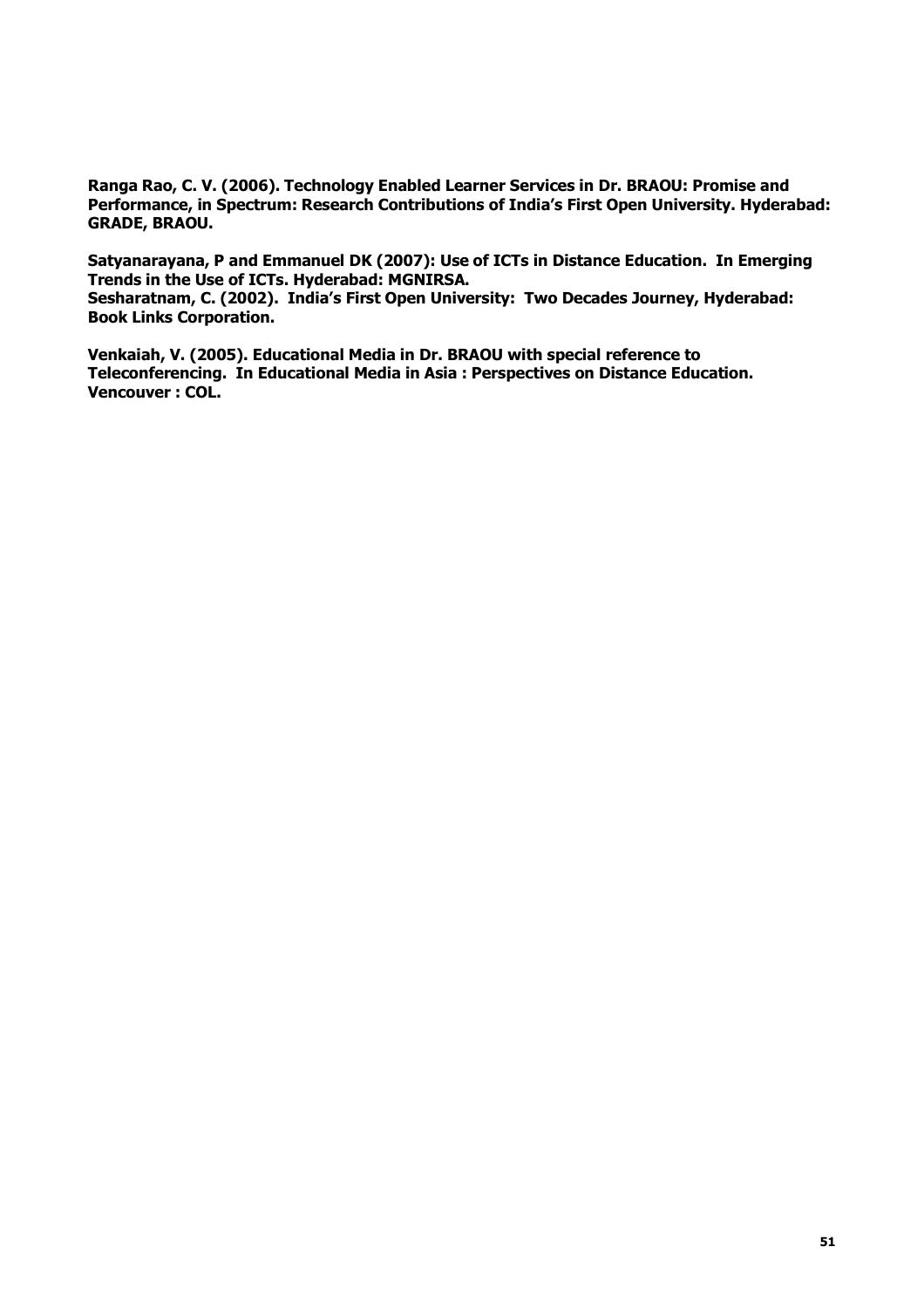**Ranga Rao, C. V. (2006). Technology Enabled Learner Services in Dr. BRAOU: Promise and Performance, in Spectrum: Research Contributions of India's First Open University. Hyderabad: GRADE, BRAOU.**

**Satyanarayana, P and Emmanuel DK (2007): Use of ICTs in Distance Education. In Emerging Trends in the Use of ICTs. Hyderabad: MGNIRSA.**
**Sesharatnam, C. (2002). India's First Open University: Two Decades Journey, Hyderabad: Book Links Corporation.**

**Venkaiah, V. (2005). Educational Media in Dr. BRAOU with special reference to Teleconferencing. In Educational Media in Asia : Perspectives on Distance Education. Vencouver : COL.**